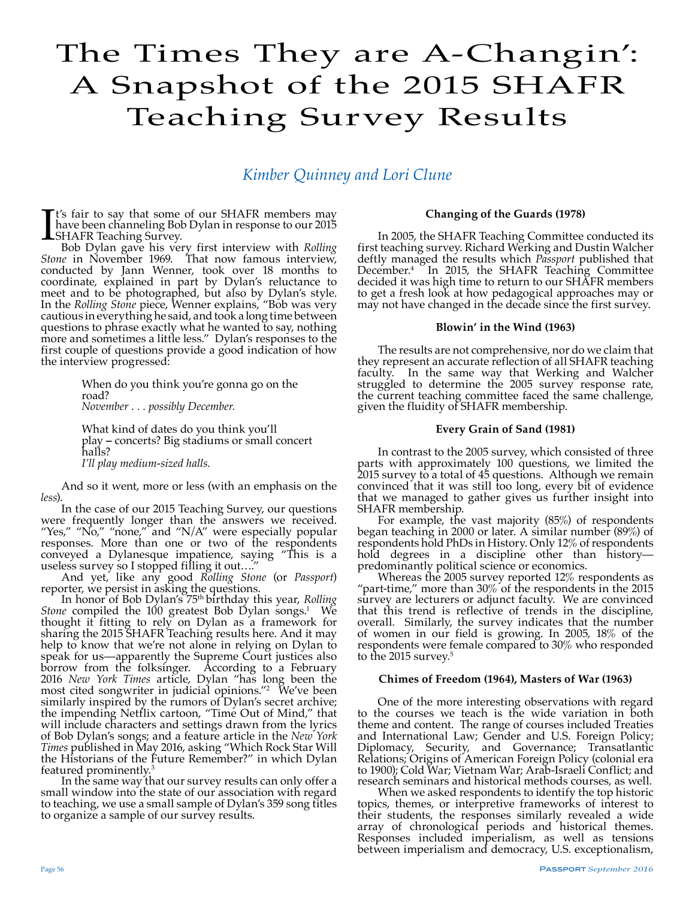# The Times They are A-Changin': A Snapshot of the 2015 SHAFR Teaching Survey Results

*Kimber Quinney and Lori Clune*

It's fair to say that some of our SHAFR members may have been channeling Bob Dylan in response to our 2015 SHAFR Teaching Survey.

Bob Dylan gave his very first interview with *Rolling Stone* in November 1969. That now famous interview, conducted by Jann Wenner, took over 18 months to coordinate, explained in part by Dylan's reluctance to meet and to be photographed, but also by Dylan's style. In the *Rolling Stone* piece, Wenner explains, "Bob was very cautious in everything he said, and took a long time between questions to phrase exactly what he wanted to say, nothing more and sometimes a little less." Dylan's responses to the first couple of questions provide a good indication of how the interview progressed:

> When do you think you're gonna go on the road?
> *November . . . possibly December.*
>
> What kind of dates do you think you'll play – concerts? Big stadiums or small concert halls?
> *I'll play medium-sized halls.*

And so it went, more or less (with an emphasis on the *less*).

In the case of our 2015 Teaching Survey, our questions were frequently longer than the answers we received. "Yes," "No," "none," and "N/A" were especially popular responses. More than one or two of the respondents conveyed a Dylanesque impatience, saying "This is a useless survey so I stopped filling it out…."

And yet, like any good *Rolling Stone* (or *Passport*) reporter, we persist in asking the questions.

In honor of Bob Dylan's 75th birthday this year, *Rolling Stone* compiled the 100 greatest Bob Dylan songs.[1] We thought it fitting to rely on Dylan as a framework for sharing the 2015 SHAFR Teaching results here. And it may help to know that we're not alone in relying on Dylan to speak for us—apparently the Supreme Court justices also borrow from the folksinger. According to a February 2016 *New York Times* article, Dylan "has long been the most cited songwriter in judicial opinions."[2] We've been similarly inspired by the rumors of Dylan's secret archive; the impending Netflix cartoon, "Time Out of Mind," that will include characters and settings drawn from the lyrics of Bob Dylan's songs; and a feature article in the *New York Times* published in May 2016, asking "Which Rock Star Will the Historians of the Future Remember?" in which Dylan featured prominently.[3]

In the same way that our survey results can only offer a small window into the state of our association with regard to teaching, we use a small sample of Dylan's 359 song titles to organize a sample of our survey results.

### Changing of the Guards (1978)

In 2005, the SHAFR Teaching Committee conducted its first teaching survey. Richard Werking and Dustin Walcher deftly managed the results which *Passport* published that December.[4] In 2015, the SHAFR Teaching Committee decided it was high time to return to our SHAFR members to get a fresh look at how pedagogical approaches may or may not have changed in the decade since the first survey.

### Blowin' in the Wind (1963)

The results are not comprehensive, nor do we claim that they represent an accurate reflection of all SHAFR teaching faculty. In the same way that Werking and Walcher struggled to determine the 2005 survey response rate, the current teaching committee faced the same challenge, given the fluidity of SHAFR membership.

### Every Grain of Sand (1981)

In contrast to the 2005 survey, which consisted of three parts with approximately 100 questions, we limited the 2015 survey to a total of 45 questions. Although we remain convinced that it was still too long, every bit of evidence that we managed to gather gives us further insight into SHAFR membership.

For example, the vast majority (85%) of respondents began teaching in 2000 or later. A similar number (89%) of respondents hold PhDs in History. Only 12% of respondents hold degrees in a discipline other than history—predominantly political science or economics.

Whereas the 2005 survey reported 12% respondents as "part-time," more than 30% of the respondents in the 2015 survey are lecturers or adjunct faculty. We are convinced that this trend is reflective of trends in the discipline, overall. Similarly, the survey indicates that the number of women in our field is growing. In 2005, 18% of the respondents were female compared to 30% who responded to the 2015 survey.[5]

### Chimes of Freedom (1964), Masters of War (1963)

One of the more interesting observations with regard to the courses we teach is the wide variation in both theme and content. The range of courses included Treaties and International Law; Gender and U.S. Foreign Policy; Diplomacy, Security, and Governance; Transatlantic Relations; Origins of American Foreign Policy (colonial era to 1900); Cold War; Vietnam War; Arab-Israeli Conflict; and research seminars and historical methods courses, as well.

When we asked respondents to identify the top historic topics, themes, or interpretive frameworks of interest to their students, the responses similarly revealed a wide array of chronological periods and historical themes. Responses included imperialism, as well as tensions between imperialism and democracy, U.S. exceptionalism,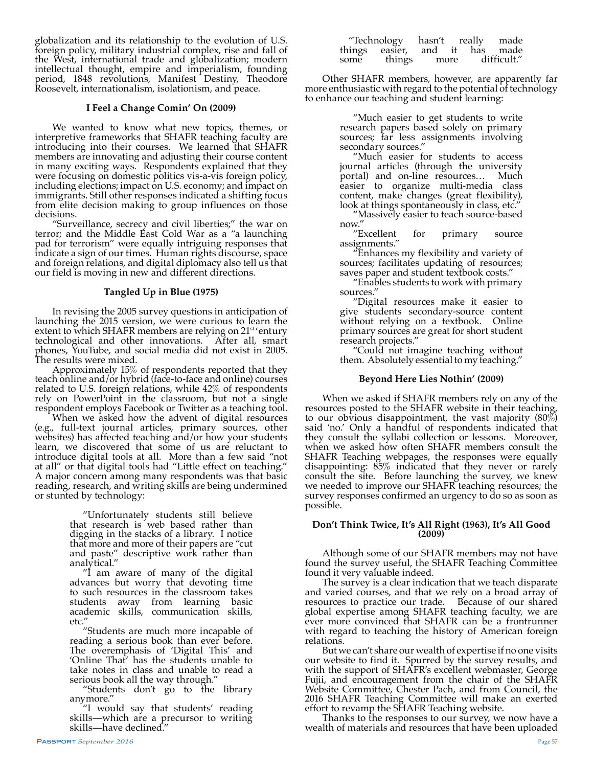globalization and its relationship to the evolution of U.S. foreign policy, military industrial complex, rise and fall of the West, international trade and globalization; modern intellectual thought, empire and imperialism, founding period, 1848 revolutions, Manifest Destiny, Theodore Roosevelt, internationalism, isolationism, and peace.

### I Feel a Change Comin' On (2009)

We wanted to know what new topics, themes, or interpretive frameworks that SHAFR teaching faculty are introducing into their courses. We learned that SHAFR members are innovating and adjusting their course content in many exciting ways. Respondents explained that they were focusing on domestic politics vis-a-vis foreign policy, including elections; impact on U.S. economy; and impact on immigrants. Still other responses indicated a shifting focus from elite decision making to group influences on those decisions.

"Surveillance, secrecy and civil liberties;" the war on terror; and the Middle East Cold War as a "a launching pad for terrorism" were equally intriguing responses that indicate a sign of our times. Human rights discourse, space and foreign relations, and digital diplomacy also tell us that our field is moving in new and different directions.

### Tangled Up in Blue (1975)

In revising the 2005 survey questions in anticipation of launching the 2015 version, we were curious to learn the extent to which SHAFR members are relying on 21st century technological and other innovations. After all, smart phones, YouTube, and social media did not exist in 2005. The results were mixed.

Approximately 15% of respondents reported that they teach online and/or hybrid (face-to-face and online) courses related to U.S. foreign relations, while 42% of respondents rely on PowerPoint in the classroom, but not a single respondent employs Facebook or Twitter as a teaching tool.

When we asked how the advent of digital resources (e.g., full-text journal articles, primary sources, other websites) has affected teaching and/or how your students learn, we discovered that some of us are reluctant to introduce digital tools at all. More than a few said "not at all" or that digital tools had "Little effect on teaching." A major concern among many respondents was that basic reading, research, and writing skills are being undermined or stunted by technology:

> "Unfortunately students still believe that research is web based rather than digging in the stacks of a library. I notice that more and more of their papers are "cut and paste" descriptive work rather than analytical."
>
> "I am aware of many of the digital advances but worry that devoting time to such resources in the classroom takes students away from learning basic academic skills, communication skills, etc."
>
> "Students are much more incapable of reading a serious book than ever before. The overemphasis of 'Digital This' and 'Online That' has the students unable to take notes in class and unable to read a serious book all the way through."
>
> "Students don't go to the library anymore."
>
> "I would say that students' reading skills—which are a precursor to writing skills—have declined."
>
> "Technology hasn't really made things easier, and it has made some things more difficult."

Other SHAFR members, however, are apparently far more enthusiastic with regard to the potential of technology to enhance our teaching and student learning:

> "Much easier to get students to write research papers based solely on primary sources; far less assignments involving secondary sources."
>
> "Much easier for students to access journal articles (through the university portal) and on-line resources… Much easier to organize multi-media class content, make changes (great flexibility), look at things spontaneously in class, etc."
>
> "Massively easier to teach source-based now."
>
> "Excellent for primary source assignments."
>
> "Enhances my flexibility and variety of sources; facilitates updating of resources; saves paper and student textbook costs."
>
> "Enables students to work with primary sources."
>
> "Digital resources make it easier to give students secondary-source content without relying on a textbook. Online primary sources are great for short student research projects."
>
> "Could not imagine teaching without them. Absolutely essential to my teaching."

### Beyond Here Lies Nothin' (2009)

When we asked if SHAFR members rely on any of the resources posted to the SHAFR website in their teaching, to our obvious disappointment, the vast majority (80%) said 'no.' Only a handful of respondents indicated that they consult the syllabi collection or lessons. Moreover, when we asked how often SHAFR members consult the SHAFR Teaching webpages, the responses were equally disappointing: 85% indicated that they never or rarely consult the site. Before launching the survey, we knew we needed to improve our SHAFR teaching resources; the survey responses confirmed an urgency to do so as soon as possible.

### Don't Think Twice, It's All Right (1963), It's All Good (2009)

Although some of our SHAFR members may not have found the survey useful, the SHAFR Teaching Committee found it very valuable indeed.

The survey is a clear indication that we teach disparate and varied courses, and that we rely on a broad array of resources to practice our trade. Because of our shared global expertise among SHAFR teaching faculty, we are ever more convinced that SHAFR can be a frontrunner with regard to teaching the history of American foreign relations.

But we can't share our wealth of expertise if no one visits our website to find it. Spurred by the survey results, and with the support of SHAFR's excellent webmaster, George Fujii, and encouragement from the chair of the SHAFR Website Committee, Chester Pach, and from Council, the 2016 SHAFR Teaching Committee will make an exerted effort to revamp the SHAFR Teaching website.

Thanks to the responses to our survey, we now have a wealth of materials and resources that have been uploaded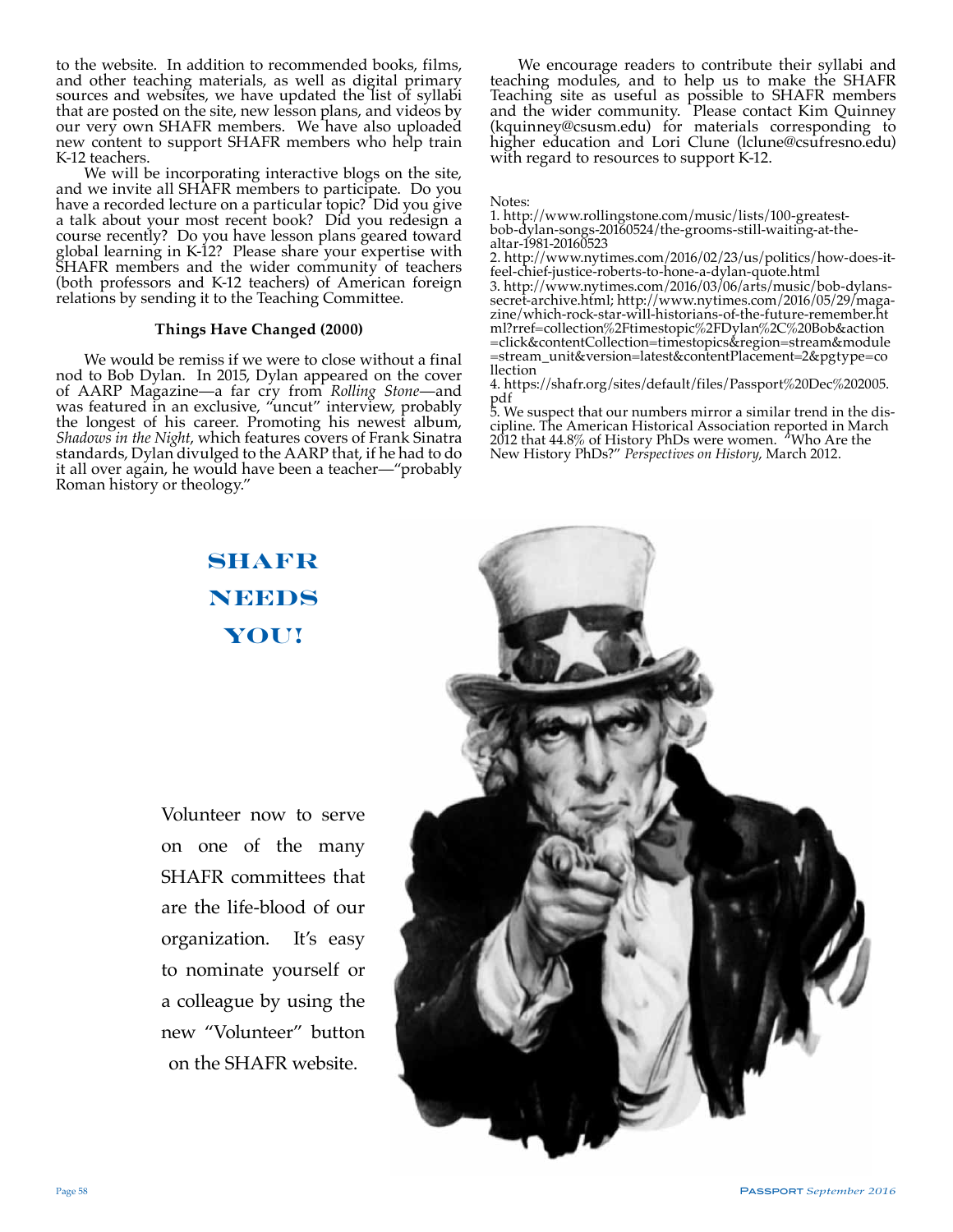to the website. In addition to recommended books, films, and other teaching materials, as well as digital primary sources and websites, we have updated the list of syllabi that are posted on the site, new lesson plans, and videos by our very own SHAFR members. We have also uploaded new content to support SHAFR members who help train K-12 teachers.

We will be incorporating interactive blogs on the site, and we invite all SHAFR members to participate. Do you have a recorded lecture on a particular topic? Did you give a talk about your most recent book? Did you redesign a course recently? Do you have lesson plans geared toward global learning in K-12? Please share your expertise with SHAFR members and the wider community of teachers (both professors and K-12 teachers) of American foreign relations by sending it to the Teaching Committee.

**Things Have Changed (2000)**

We would be remiss if we were to close without a final nod to Bob Dylan. In 2015, Dylan appeared on the cover of AARP Magazine—a far cry from *Rolling Stone*—and was featured in an exclusive, "uncut" interview, probably the longest of his career. Promoting his newest album, *Shadows in the Night*, which features covers of Frank Sinatra standards, Dylan divulged to the AARP that, if he had to do it all over again, he would have been a teacher—"probably Roman history or theology."

We encourage readers to contribute their syllabi and teaching modules, and to help us to make the SHAFR Teaching site as useful as possible to SHAFR members and the wider community. Please contact Kim Quinney (kquinney@csusm.edu) for materials corresponding to higher education and Lori Clune (lclune@csufresno.edu) with regard to resources to support K-12.

Notes:
1. http://www.rollingstone.com/music/lists/100-greatest-bob-dylan-songs-20160524/the-grooms-still-waiting-at-the-altar-1981-20160523
2. http://www.nytimes.com/2016/02/23/us/politics/how-does-it-feel-chief-justice-roberts-to-hone-a-dylan-quote.html
3. http://www.nytimes.com/2016/03/06/arts/music/bob-dylans-secret-archive.html; http://www.nytimes.com/2016/05/29/magazine/which-rock-star-will-historians-of-the-future-remember.html?rref=collection%2Ftimestopic%2FDylan%2C%20Bob&action=click&contentCollection=timestopics&region=stream&module=stream_unit&version=latest&contentPlacement=2&pgtype=collection
4. https://shafr.org/sites/default/files/Passport%20Dec%202005.pdf
5. We suspect that our numbers mirror a similar trend in the discipline. The American Historical Association reported in March 2012 that 44.8% of History PhDs were women. "Who Are the New History PhDs?" *Perspectives on History*, March 2012.

**SHAFR NEEDS YOU!**

Volunteer now to serve on one of the many SHAFR committees that are the life-blood of our organization. It's easy to nominate yourself or a colleague by using the new "Volunteer" button on the SHAFR website.